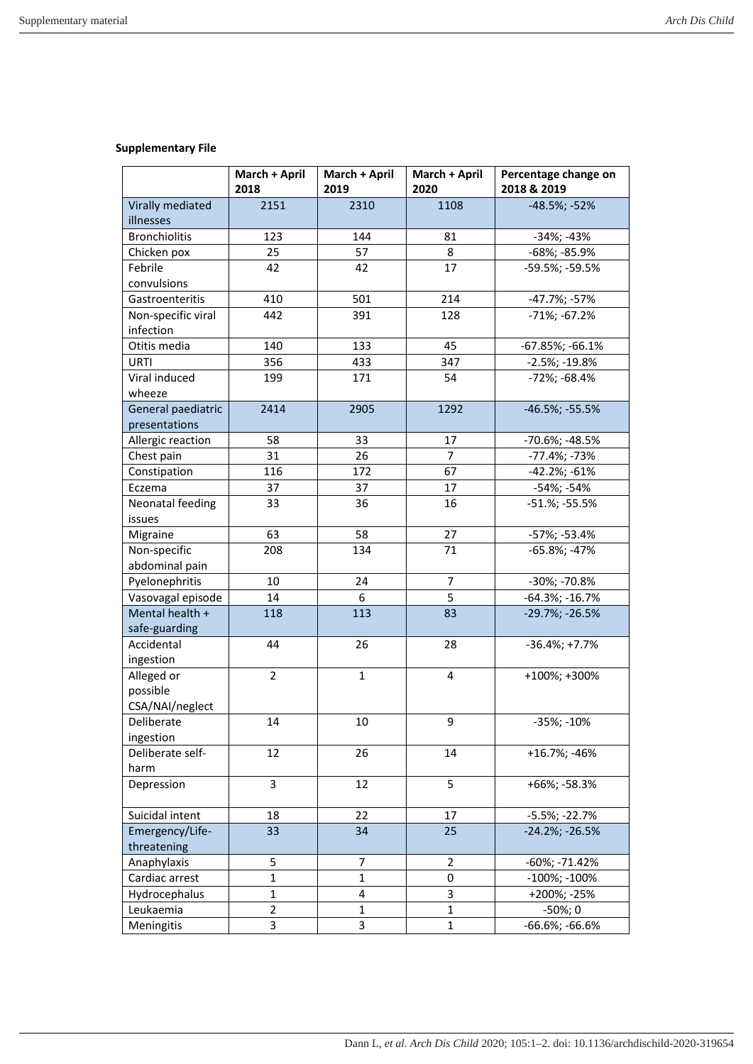**Supplementary File**

| | March + April 2018 | March + April 2019 | March + April 2020 | Percentage change on 2018 & 2019 |
|---|---|---|---|---|
| Virally mediated illnesses | 2151 | 2310 | 1108 | -48.5%; -52% |
| Bronchiolitis | 123 | 144 | 81 | -34%; -43% |
| Chicken pox | 25 | 57 | 8 | -68%; -85.9% |
| Febrile convulsions | 42 | 42 | 17 | -59.5%; -59.5% |
| Gastroenteritis | 410 | 501 | 214 | -47.7%; -57% |
| Non-specific viral infection | 442 | 391 | 128 | -71%; -67.2% |
| Otitis media | 140 | 133 | 45 | -67.85%; -66.1% |
| URTI | 356 | 433 | 347 | -2.5%; -19.8% |
| Viral induced wheeze | 199 | 171 | 54 | -72%; -68.4% |
| General paediatric presentations | 2414 | 2905 | 1292 | -46.5%; -55.5% |
| Allergic reaction | 58 | 33 | 17 | -70.6%; -48.5% |
| Chest pain | 31 | 26 | 7 | -77.4%; -73% |
| Constipation | 116 | 172 | 67 | -42.2%; -61% |
| Eczema | 37 | 37 | 17 | -54%; -54% |
| Neonatal feeding issues | 33 | 36 | 16 | -51.%; -55.5% |
| Migraine | 63 | 58 | 27 | -57%; -53.4% |
| Non-specific abdominal pain | 208 | 134 | 71 | -65.8%; -47% |
| Pyelonephritis | 10 | 24 | 7 | -30%; -70.8% |
| Vasovagal episode | 14 | 6 | 5 | -64.3%; -16.7% |
| Mental health + safe-guarding | 118 | 113 | 83 | -29.7%; -26.5% |
| Accidental ingestion | 44 | 26 | 28 | -36.4%; +7.7% |
| Alleged or possible CSA/NAI/neglect | 2 | 1 | 4 | +100%; +300% |
| Deliberate ingestion | 14 | 10 | 9 | -35%; -10% |
| Deliberate self-harm | 12 | 26 | 14 | +16.7%; -46% |
| Depression | 3 | 12 | 5 | +66%; -58.3% |
| Suicidal intent | 18 | 22 | 17 | -5.5%; -22.7% |
| Emergency/Life-threatening | 33 | 34 | 25 | -24.2%; -26.5% |
| Anaphylaxis | 5 | 7 | 2 | -60%; -71.42% |
| Cardiac arrest | 1 | 1 | 0 | -100%; -100% |
| Hydrocephalus | 1 | 4 | 3 | +200%; -25% |
| Leukaemia | 2 | 1 | 1 | -50%; 0 |
| Meningitis | 3 | 3 | 1 | -66.6%; -66.6% |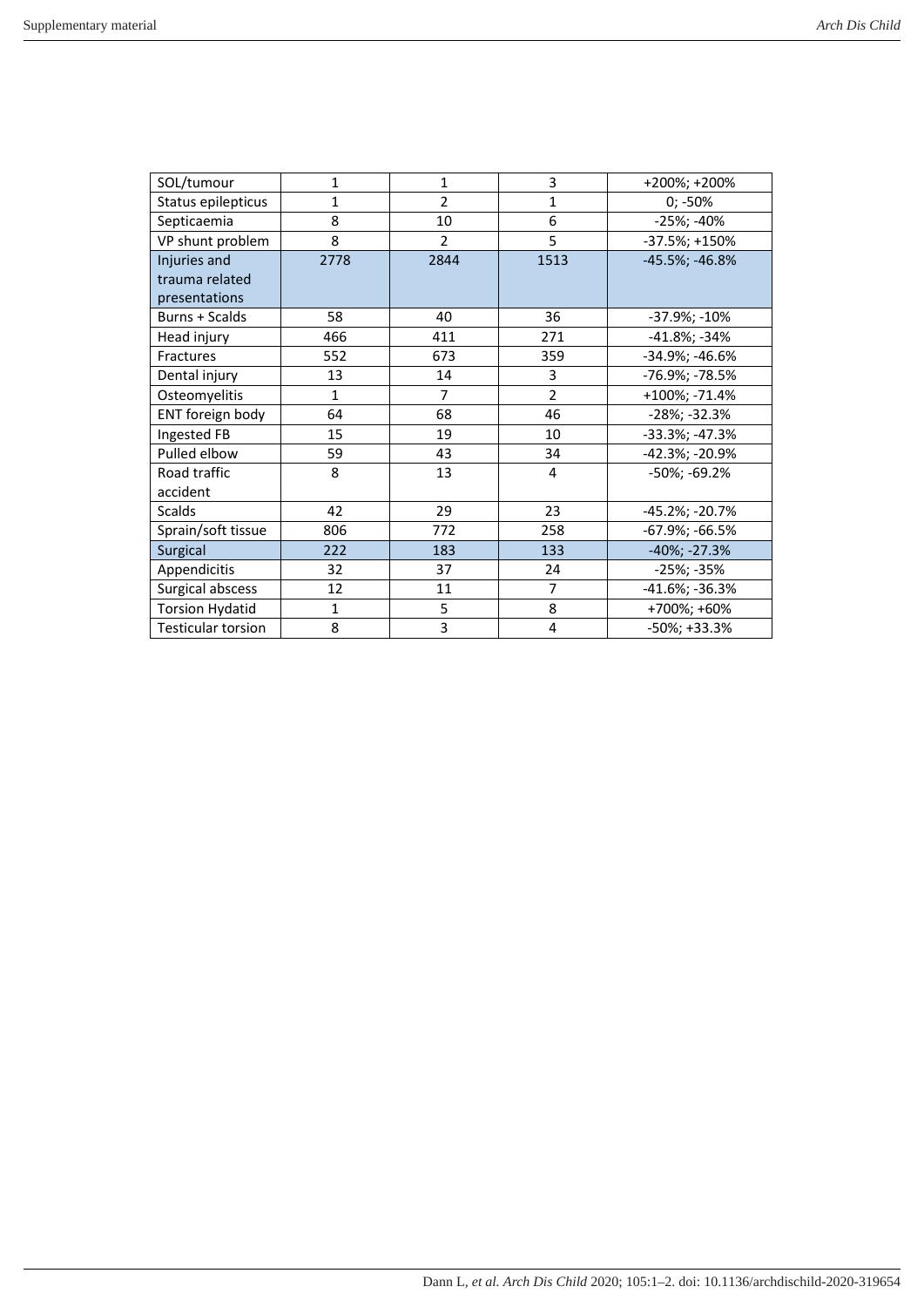| | | | | |
|---|---|---|---|---|
| SOL/tumour | 1 | 1 | 3 | +200%; +200% |
| Status epilepticus | 1 | 2 | 1 | 0; -50% |
| Septicaemia | 8 | 10 | 6 | -25%; -40% |
| VP shunt problem | 8 | 2 | 5 | -37.5%; +150% |
| Injuries and trauma related presentations | 2778 | 2844 | 1513 | -45.5%; -46.8% |
| Burns + Scalds | 58 | 40 | 36 | -37.9%; -10% |
| Head injury | 466 | 411 | 271 | -41.8%; -34% |
| Fractures | 552 | 673 | 359 | -34.9%; -46.6% |
| Dental injury | 13 | 14 | 3 | -76.9%; -78.5% |
| Osteomyelitis | 1 | 7 | 2 | +100%; -71.4% |
| ENT foreign body | 64 | 68 | 46 | -28%; -32.3% |
| Ingested FB | 15 | 19 | 10 | -33.3%; -47.3% |
| Pulled elbow | 59 | 43 | 34 | -42.3%; -20.9% |
| Road traffic accident | 8 | 13 | 4 | -50%; -69.2% |
| Scalds | 42 | 29 | 23 | -45.2%; -20.7% |
| Sprain/soft tissue | 806 | 772 | 258 | -67.9%; -66.5% |
| Surgical | 222 | 183 | 133 | -40%; -27.3% |
| Appendicitis | 32 | 37 | 24 | -25%; -35% |
| Surgical abscess | 12 | 11 | 7 | -41.6%; -36.3% |
| Torsion Hydatid | 1 | 5 | 8 | +700%; +60% |
| Testicular torsion | 8 | 3 | 4 | -50%; +33.3% |